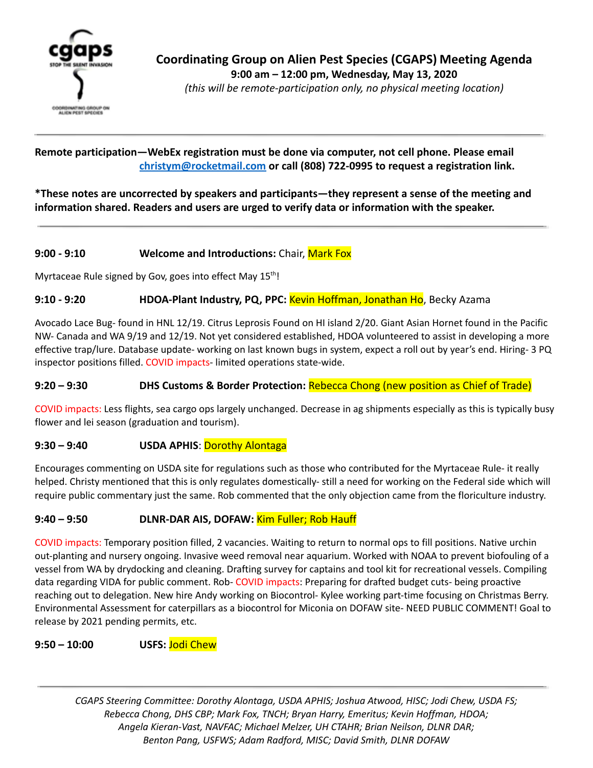# Coordinating Group on Alien Pest Species (CGAPS) Meeting Agenda

**9:00 am – 12:00 pm, Wednesday, May 13, 2020**

*(this will be remote-participation only, no physical meeting location)*

---

**Remote participation—WebEx registration must be done via computer, not cell phone. Please email christym@rocketmail.com or call (808) 722-0995 to request a registration link.**

**\*These notes are uncorrected by speakers and participants—they represent a sense of the meeting and information shared. Readers and users are urged to verify data or information with the speaker.**

---

**9:00 - 9:10 Welcome and Introductions:** Chair, Mark Fox

Myrtaceae Rule signed by Gov, goes into effect May 15th!

**9:10 - 9:20 HDOA-Plant Industry, PQ, PPC:** Kevin Hoffman, Jonathan Ho, Becky Azama

Avocado Lace Bug- found in HNL 12/19. Citrus Leprosis Found on HI island 2/20. Giant Asian Hornet found in the Pacific NW- Canada and WA 9/19 and 12/19. Not yet considered established, HDOA volunteered to assist in developing a more effective trap/lure. Database update- working on last known bugs in system, expect a roll out by year's end. Hiring- 3 PQ inspector positions filled. COVID impacts- limited operations state-wide.

**9:20 – 9:30 DHS Customs & Border Protection:** Rebecca Chong (new position as Chief of Trade)

COVID impacts: Less flights, sea cargo ops largely unchanged. Decrease in ag shipments especially as this is typically busy flower and lei season (graduation and tourism).

**9:30 – 9:40 USDA APHIS**: Dorothy Alontaga

Encourages commenting on USDA site for regulations such as those who contributed for the Myrtaceae Rule- it really helped. Christy mentioned that this is only regulates domestically- still a need for working on the Federal side which will require public commentary just the same. Rob commented that the only objection came from the floriculture industry.

**9:40 – 9:50 DLNR-DAR AIS, DOFAW:** Kim Fuller; Rob Hauff

COVID impacts: Temporary position filled, 2 vacancies. Waiting to return to normal ops to fill positions. Native urchin out-planting and nursery ongoing. Invasive weed removal near aquarium. Worked with NOAA to prevent biofouling of a vessel from WA by drydocking and cleaning. Drafting survey for captains and tool kit for recreational vessels. Compiling data regarding VIDA for public comment. Rob- COVID impacts: Preparing for drafted budget cuts- being proactive reaching out to delegation. New hire Andy working on Biocontrol- Kylee working part-time focusing on Christmas Berry. Environmental Assessment for caterpillars as a biocontrol for Miconia on DOFAW site- NEED PUBLIC COMMENT! Goal to release by 2021 pending permits, etc.

**9:50 – 10:00 USFS:** Jodi Chew

---

*CGAPS Steering Committee: Dorothy Alontaga, USDA APHIS; Joshua Atwood, HISC; Jodi Chew, USDA FS; Rebecca Chong, DHS CBP; Mark Fox, TNCH; Bryan Harry, Emeritus; Kevin Hoffman, HDOA; Angela Kieran-Vast, NAVFAC; Michael Melzer, UH CTAHR; Brian Neilson, DLNR DAR; Benton Pang, USFWS; Adam Radford, MISC; David Smith, DLNR DOFAW*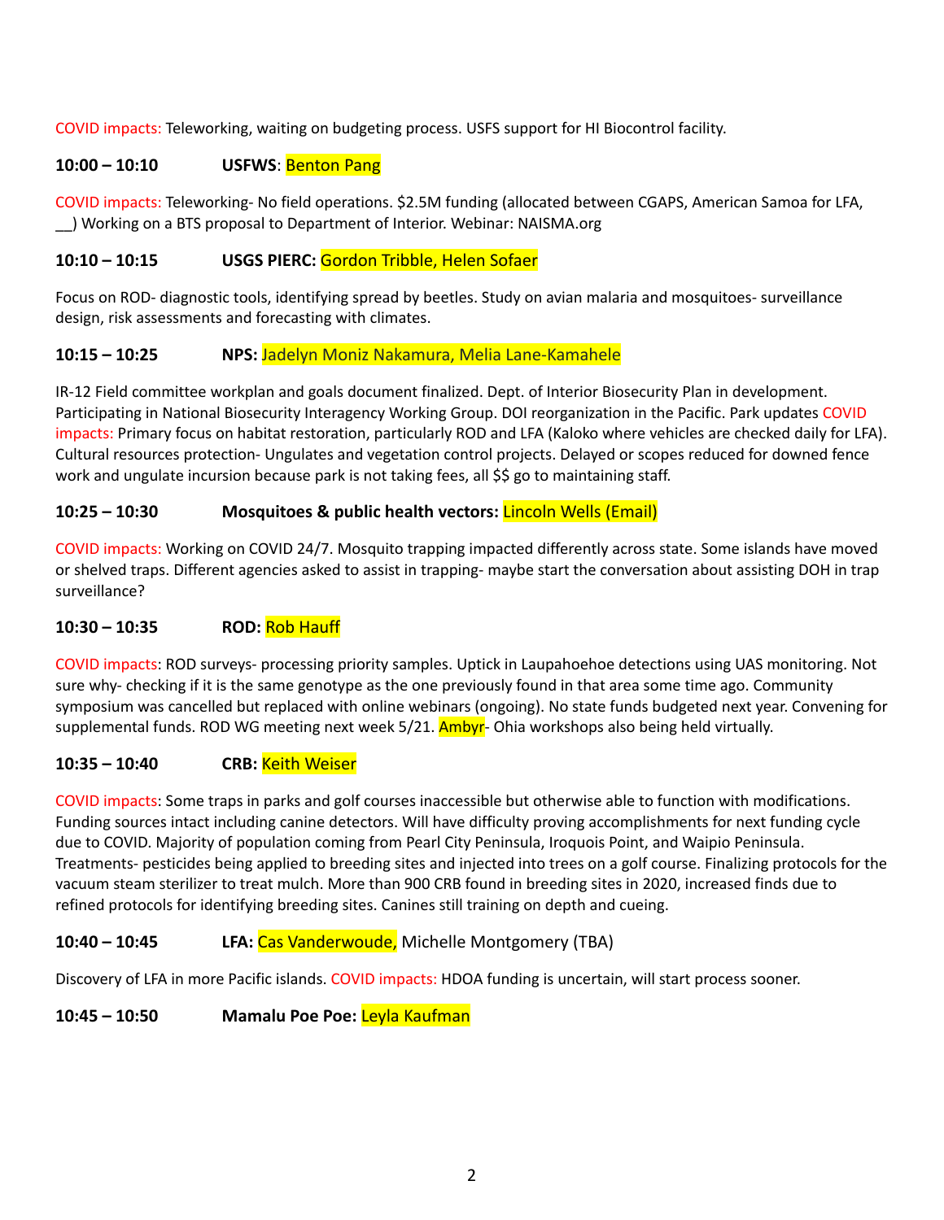COVID impacts: Teleworking, waiting on budgeting process. USFS support for HI Biocontrol facility.

**10:00 – 10:10 USFWS**: Benton Pang

COVID impacts: Teleworking- No field operations. $2.5M funding (allocated between CGAPS, American Samoa for LFA, __) Working on a BTS proposal to Department of Interior. Webinar: NAISMA.org

**10:10 – 10:15 USGS PIERC:** Gordon Tribble, Helen Sofaer

Focus on ROD- diagnostic tools, identifying spread by beetles. Study on avian malaria and mosquitoes- surveillance design, risk assessments and forecasting with climates.

**10:15 – 10:25 NPS:** Jadelyn Moniz Nakamura, Melia Lane-Kamahele

IR-12 Field committee workplan and goals document finalized. Dept. of Interior Biosecurity Plan in development. Participating in National Biosecurity Interagency Working Group. DOI reorganization in the Pacific. Park updates COVID impacts: Primary focus on habitat restoration, particularly ROD and LFA (Kaloko where vehicles are checked daily for LFA). Cultural resources protection- Ungulates and vegetation control projects. Delayed or scopes reduced for downed fence work and ungulate incursion because park is not taking fees, all $$ go to maintaining staff.

**10:25 – 10:30 Mosquitoes & public health vectors:** Lincoln Wells (Email)

COVID impacts: Working on COVID 24/7. Mosquito trapping impacted differently across state. Some islands have moved or shelved traps. Different agencies asked to assist in trapping- maybe start the conversation about assisting DOH in trap surveillance?

**10:30 – 10:35 ROD:** Rob Hauff

COVID impacts: ROD surveys- processing priority samples. Uptick in Laupahoehoe detections using UAS monitoring. Not sure why- checking if it is the same genotype as the one previously found in that area some time ago. Community symposium was cancelled but replaced with online webinars (ongoing). No state funds budgeted next year. Convening for supplemental funds. ROD WG meeting next week 5/21. Ambyr- Ohia workshops also being held virtually.

**10:35 – 10:40 CRB:** Keith Weiser

COVID impacts: Some traps in parks and golf courses inaccessible but otherwise able to function with modifications. Funding sources intact including canine detectors. Will have difficulty proving accomplishments for next funding cycle due to COVID. Majority of population coming from Pearl City Peninsula, Iroquois Point, and Waipio Peninsula. Treatments- pesticides being applied to breeding sites and injected into trees on a golf course. Finalizing protocols for the vacuum steam sterilizer to treat mulch. More than 900 CRB found in breeding sites in 2020, increased finds due to refined protocols for identifying breeding sites. Canines still training on depth and cueing.

**10:40 – 10:45 LFA:** Cas Vanderwoude, Michelle Montgomery (TBA)

Discovery of LFA in more Pacific islands. COVID impacts: HDOA funding is uncertain, will start process sooner.

**10:45 – 10:50 Mamalu Poe Poe:** Leyla Kaufman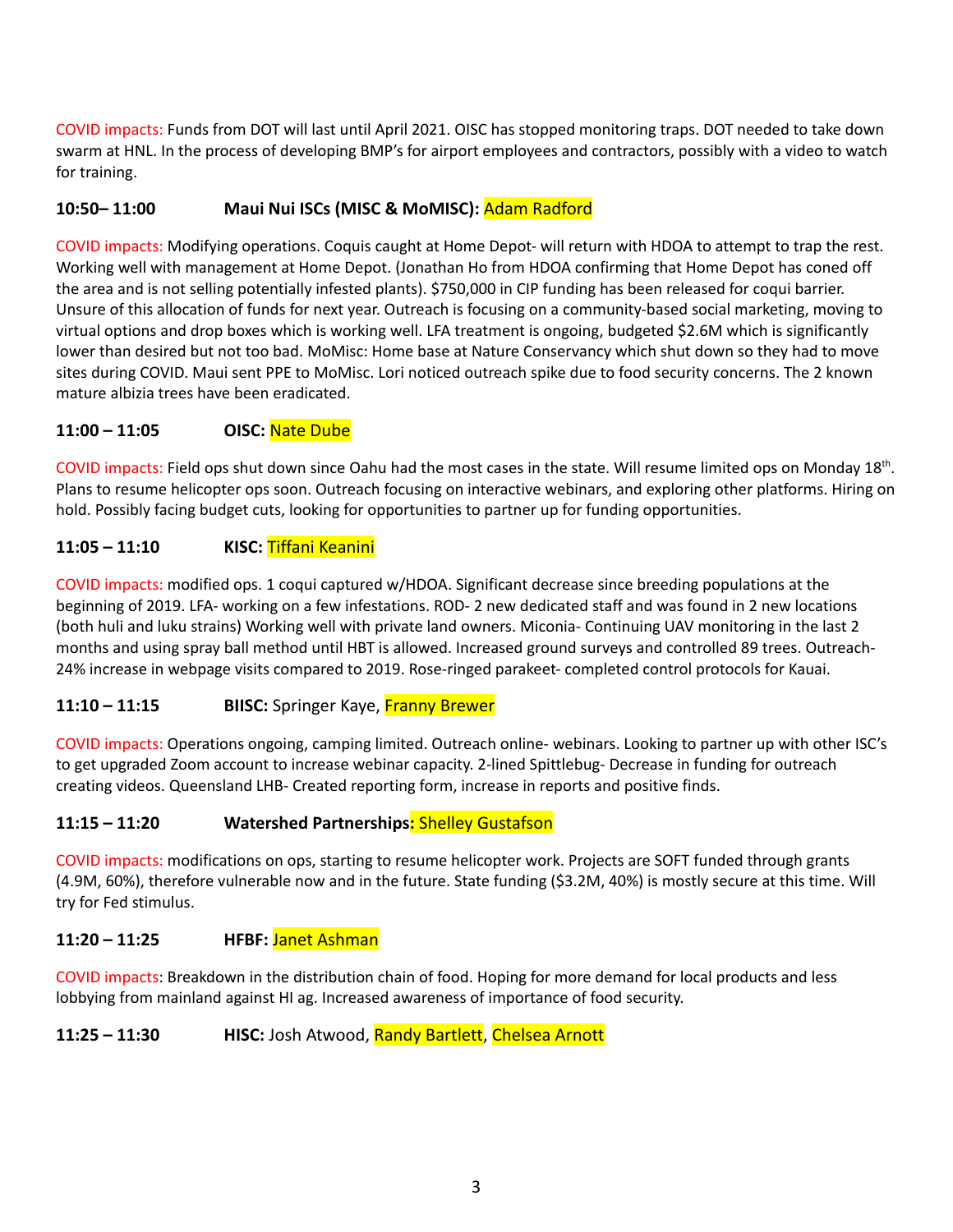COVID impacts: Funds from DOT will last until April 2021. OISC has stopped monitoring traps. DOT needed to take down swarm at HNL. In the process of developing BMP's for airport employees and contractors, possibly with a video to watch for training.

### 10:50– 11:00 Maui Nui ISCs (MISC & MoMISC): Adam Radford

COVID impacts: Modifying operations. Coquis caught at Home Depot- will return with HDOA to attempt to trap the rest. Working well with management at Home Depot. (Jonathan Ho from HDOA confirming that Home Depot has coned off the area and is not selling potentially infested plants). $750,000 in CIP funding has been released for coqui barrier. Unsure of this allocation of funds for next year. Outreach is focusing on a community-based social marketing, moving to virtual options and drop boxes which is working well. LFA treatment is ongoing, budgeted $2.6M which is significantly lower than desired but not too bad. MoMisc: Home base at Nature Conservancy which shut down so they had to move sites during COVID. Maui sent PPE to MoMisc. Lori noticed outreach spike due to food security concerns. The 2 known mature albizia trees have been eradicated.

### 11:00 – 11:05 OISC: Nate Dube

COVID impacts: Field ops shut down since Oahu had the most cases in the state. Will resume limited ops on Monday 18th. Plans to resume helicopter ops soon. Outreach focusing on interactive webinars, and exploring other platforms. Hiring on hold. Possibly facing budget cuts, looking for opportunities to partner up for funding opportunities.

### 11:05 – 11:10 KISC: Tiffani Keanini

COVID impacts: modified ops. 1 coqui captured w/HDOA. Significant decrease since breeding populations at the beginning of 2019. LFA- working on a few infestations. ROD- 2 new dedicated staff and was found in 2 new locations (both huli and luku strains) Working well with private land owners. Miconia- Continuing UAV monitoring in the last 2 months and using spray ball method until HBT is allowed. Increased ground surveys and controlled 89 trees. Outreach- 24% increase in webpage visits compared to 2019. Rose-ringed parakeet- completed control protocols for Kauai.

### 11:10 – 11:15 BIISC: Springer Kaye, Franny Brewer

COVID impacts: Operations ongoing, camping limited. Outreach online- webinars. Looking to partner up with other ISC's to get upgraded Zoom account to increase webinar capacity. 2-lined Spittlebug- Decrease in funding for outreach creating videos. Queensland LHB- Created reporting form, increase in reports and positive finds.

### 11:15 – 11:20 Watershed Partnerships: Shelley Gustafson

COVID impacts: modifications on ops, starting to resume helicopter work. Projects are SOFT funded through grants (4.9M, 60%), therefore vulnerable now and in the future. State funding ($3.2M, 40%) is mostly secure at this time. Will try for Fed stimulus.

### 11:20 – 11:25 HFBF: Janet Ashman

COVID impacts: Breakdown in the distribution chain of food. Hoping for more demand for local products and less lobbying from mainland against HI ag. Increased awareness of importance of food security.

### 11:25 – 11:30 HISC: Josh Atwood, Randy Bartlett, Chelsea Arnott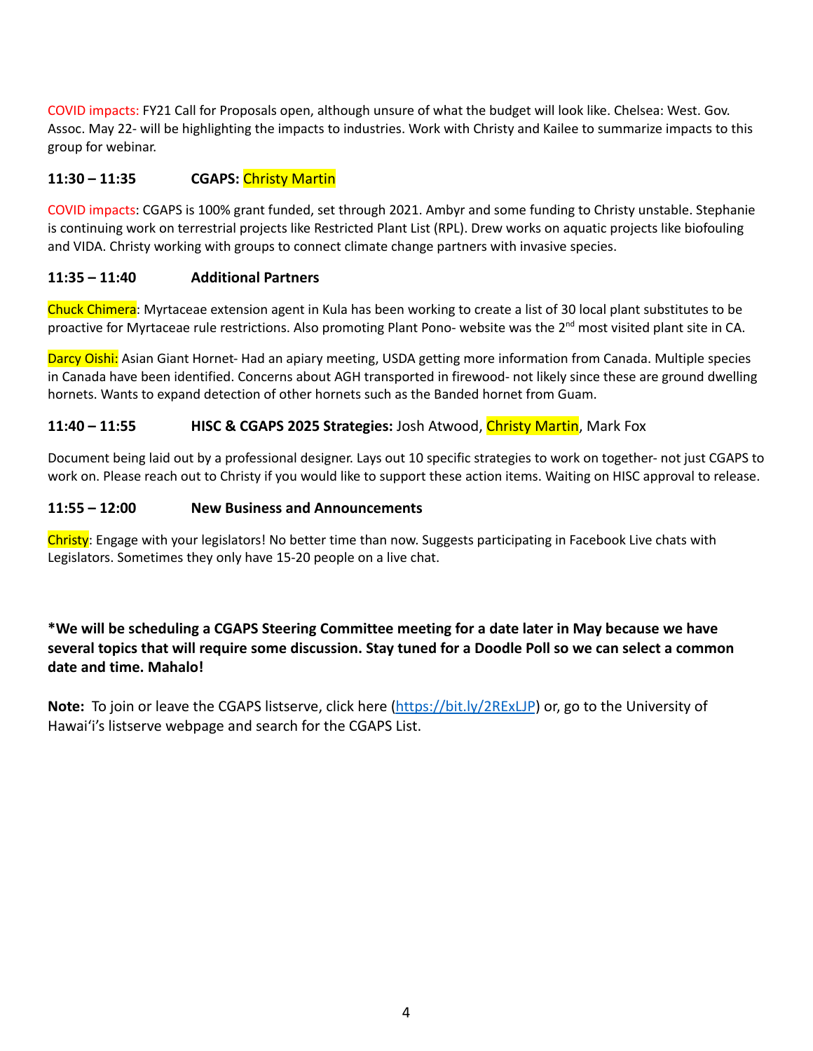COVID impacts: FY21 Call for Proposals open, although unsure of what the budget will look like. Chelsea: West. Gov. Assoc. May 22- will be highlighting the impacts to industries. Work with Christy and Kailee to summarize impacts to this group for webinar.

### 11:30 – 11:35 CGAPS: Christy Martin

COVID impacts: CGAPS is 100% grant funded, set through 2021. Ambyr and some funding to Christy unstable. Stephanie is continuing work on terrestrial projects like Restricted Plant List (RPL). Drew works on aquatic projects like biofouling and VIDA. Christy working with groups to connect climate change partners with invasive species.

### 11:35 – 11:40 Additional Partners

Chuck Chimera: Myrtaceae extension agent in Kula has been working to create a list of 30 local plant substitutes to be proactive for Myrtaceae rule restrictions. Also promoting Plant Pono- website was the 2nd most visited plant site in CA.

Darcy Oishi: Asian Giant Hornet- Had an apiary meeting, USDA getting more information from Canada. Multiple species in Canada have been identified. Concerns about AGH transported in firewood- not likely since these are ground dwelling hornets. Wants to expand detection of other hornets such as the Banded hornet from Guam.

### 11:40 – 11:55 HISC & CGAPS 2025 Strategies: Josh Atwood, Christy Martin, Mark Fox

Document being laid out by a professional designer. Lays out 10 specific strategies to work on together- not just CGAPS to work on. Please reach out to Christy if you would like to support these action items. Waiting on HISC approval to release.

### 11:55 – 12:00 New Business and Announcements

Christy: Engage with your legislators! No better time than now. Suggests participating in Facebook Live chats with Legislators. Sometimes they only have 15-20 people on a live chat.

**\*We will be scheduling a CGAPS Steering Committee meeting for a date later in May because we have several topics that will require some discussion. Stay tuned for a Doodle Poll so we can select a common date and time. Mahalo!**

**Note:** To join or leave the CGAPS listserve, click here (https://bit.ly/2RExLJP) or, go to the University of Hawai'i's listserve webpage and search for the CGAPS List.